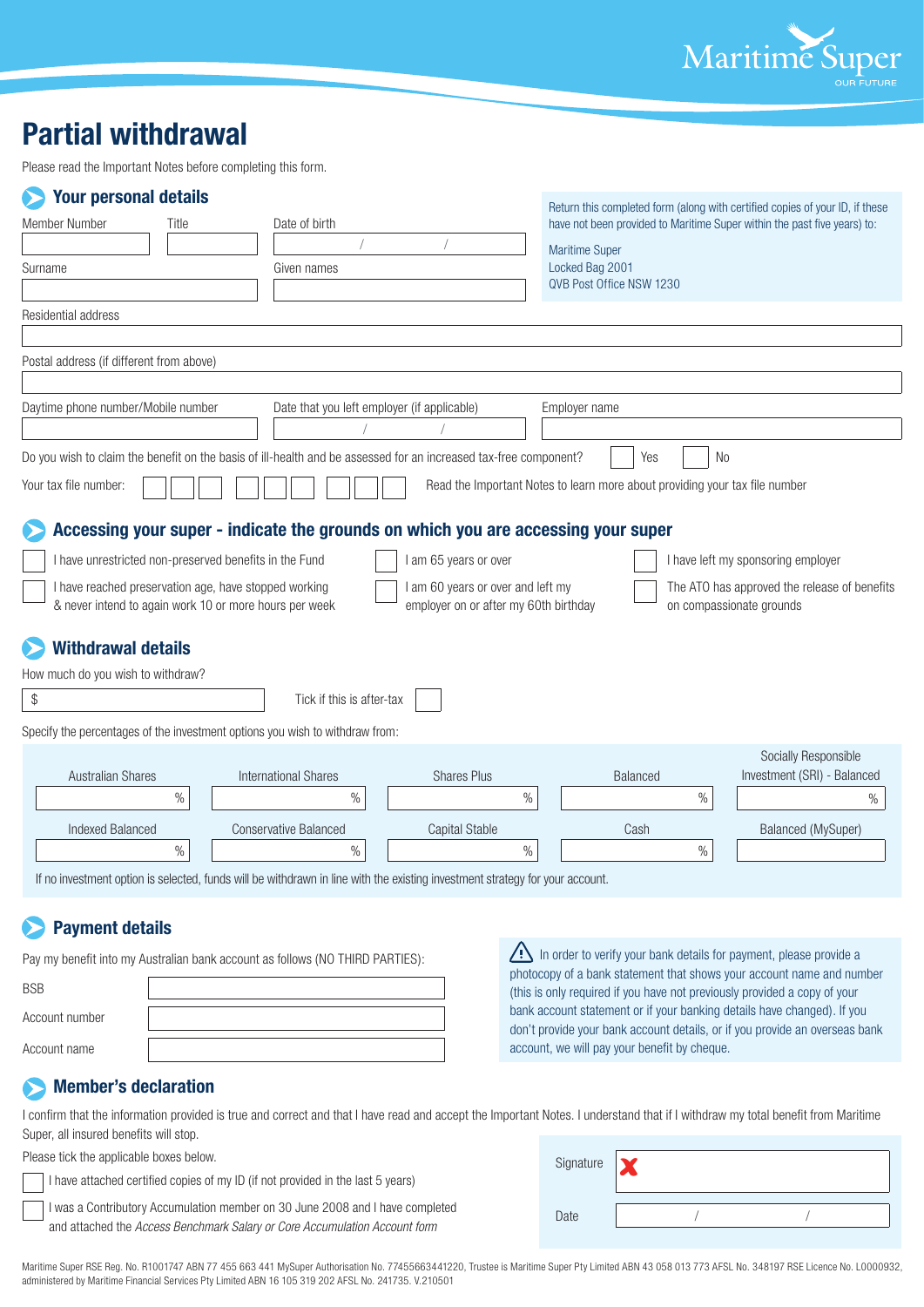Maritime Super
OUR FUTURE

# Partial withdrawal

Please read the Important Notes before completing this form.

## Your personal details

Return this completed form (along with certified copies of your ID, if these have not been provided to Maritime Super within the past five years) to:

Maritime Super
Locked Bag 2001
QVB Post Office NSW 1230

Member Number | Title | Date of birth / /

Surname | Given names

Residential address

Postal address (if different from above)

Daytime phone number/Mobile number | Date that you left employer (if applicable) / / | Employer name

Do you wish to claim the benefit on the basis of ill-health and be assessed for an increased tax-free component? ☐ Yes ☐ No

Your tax file number: ☐☐☐ ☐☐☐ ☐☐☐ Read the Important Notes to learn more about providing your tax file number

## Accessing your super - indicate the grounds on which you are accessing your super

- ☐ I have unrestricted non-preserved benefits in the Fund
- ☐ I am 65 years or over
- ☐ I have left my sponsoring employer
- ☐ I have reached preservation age, have stopped working & never intend to again work 10 or more hours per week
- ☐ I am 60 years or over and left my employer on or after my 60th birthday
- ☐ The ATO has approved the release of benefits on compassionate grounds

## Withdrawal details

How much do you wish to withdraw?

$ ____________ Tick if this is after-tax ☐

Specify the percentages of the investment options you wish to withdraw from:

| Australian Shares | International Shares | Shares Plus | Balanced | Socially Responsible Investment (SRI) - Balanced |
|---|---|---|---|---|
| % | % | % | % | % |
| **Indexed Balanced** | **Conservative Balanced** | **Capital Stable** | **Cash** | **Balanced (MySuper)** |
| % | % | % | % | |

If no investment option is selected, funds will be withdrawn in line with the existing investment strategy for your account.

## Payment details

Pay my benefit into my Australian bank account as follows (NO THIRD PARTIES):

BSB

Account number

Account name

In order to verify your bank details for payment, please provide a photocopy of a bank statement that shows your account name and number (this is only required if you have not previously provided a copy of your bank account statement or if your banking details have changed). If you don't provide your bank account details, or if you provide an overseas bank account, we will pay your benefit by cheque.

## Member's declaration

I confirm that the information provided is true and correct and that I have read and accept the Important Notes. I understand that if I withdraw my total benefit from Maritime Super, all insured benefits will stop.

Please tick the applicable boxes below.

- ☐ I have attached certified copies of my ID (if not provided in the last 5 years)
- ☐ I was a Contributory Accumulation member on 30 June 2008 and I have completed and attached the *Access Benchmark Salary or Core Accumulation Account form*

Signature ✘

Date / /

Maritime Super RSE Reg. No. R1001747 ABN 77 455 663 441 MySuper Authorisation No. 77455663441220, Trustee is Maritime Super Pty Limited ABN 43 058 013 773 AFSL No. 348197 RSE Licence No. L0000932, administered by Maritime Financial Services Pty Limited ABN 16 105 319 202 AFSL No. 241735. V.210501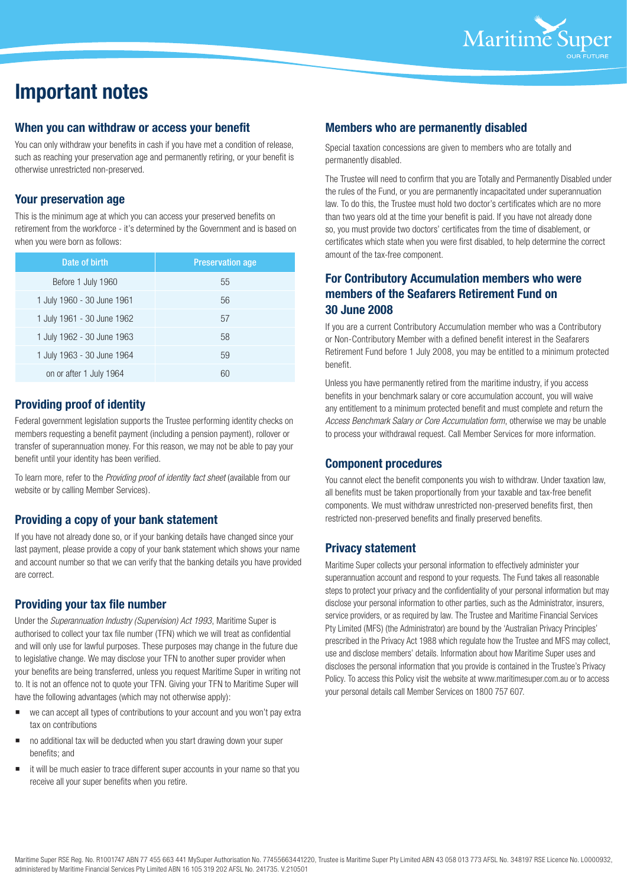# Important notes

## When you can withdraw or access your benefit

You can only withdraw your benefits in cash if you have met a condition of release, such as reaching your preservation age and permanently retiring, or your benefit is otherwise unrestricted non-preserved.

## Your preservation age

This is the minimum age at which you can access your preserved benefits on retirement from the workforce - it's determined by the Government and is based on when you were born as follows:

| Date of birth | Preservation age |
|---|---|
| Before 1 July 1960 | 55 |
| 1 July 1960 - 30 June 1961 | 56 |
| 1 July 1961 - 30 June 1962 | 57 |
| 1 July 1962 - 30 June 1963 | 58 |
| 1 July 1963 - 30 June 1964 | 59 |
| on or after 1 July 1964 | 60 |

## Providing proof of identity

Federal government legislation supports the Trustee performing identity checks on members requesting a benefit payment (including a pension payment), rollover or transfer of superannuation money. For this reason, we may not be able to pay your benefit until your identity has been verified.

To learn more, refer to the *Providing proof of identity fact sheet* (available from our website or by calling Member Services).

## Providing a copy of your bank statement

If you have not already done so, or if your banking details have changed since your last payment, please provide a copy of your bank statement which shows your name and account number so that we can verify that the banking details you have provided are correct.

## Providing your tax file number

Under the *Superannuation Industry (Supervision) Act 1993*, Maritime Super is authorised to collect your tax file number (TFN) which we will treat as confidential and will only use for lawful purposes. These purposes may change in the future due to legislative change. We may disclose your TFN to another super provider when your benefits are being transferred, unless you request Maritime Super in writing not to. It is not an offence not to quote your TFN. Giving your TFN to Maritime Super will have the following advantages (which may not otherwise apply):

- we can accept all types of contributions to your account and you won't pay extra tax on contributions
- no additional tax will be deducted when you start drawing down your super benefits; and
- it will be much easier to trace different super accounts in your name so that you receive all your super benefits when you retire.

## Members who are permanently disabled

Special taxation concessions are given to members who are totally and permanently disabled.

The Trustee will need to confirm that you are Totally and Permanently Disabled under the rules of the Fund, or you are permanently incapacitated under superannuation law. To do this, the Trustee must hold two doctor's certificates which are no more than two years old at the time your benefit is paid. If you have not already done so, you must provide two doctors' certificates from the time of disablement, or certificates which state when you were first disabled, to help determine the correct amount of the tax-free component.

## For Contributory Accumulation members who were members of the Seafarers Retirement Fund on 30 June 2008

If you are a current Contributory Accumulation member who was a Contributory or Non-Contributory Member with a defined benefit interest in the Seafarers Retirement Fund before 1 July 2008, you may be entitled to a minimum protected benefit.

Unless you have permanently retired from the maritime industry, if you access benefits in your benchmark salary or core accumulation account, you will waive any entitlement to a minimum protected benefit and must complete and return the *Access Benchmark Salary or Core Accumulation form*, otherwise we may be unable to process your withdrawal request. Call Member Services for more information.

## Component procedures

You cannot elect the benefit components you wish to withdraw. Under taxation law, all benefits must be taken proportionally from your taxable and tax-free benefit components. We must withdraw unrestricted non-preserved benefits first, then restricted non-preserved benefits and finally preserved benefits.

## Privacy statement

Maritime Super collects your personal information to effectively administer your superannuation account and respond to your requests. The Fund takes all reasonable steps to protect your privacy and the confidentiality of your personal information but may disclose your personal information to other parties, such as the Administrator, insurers, service providers, or as required by law. The Trustee and Maritime Financial Services Pty Limited (MFS) (the Administrator) are bound by the 'Australian Privacy Principles' prescribed in the Privacy Act 1988 which regulate how the Trustee and MFS may collect, use and disclose members' details. Information about how Maritime Super uses and discloses the personal information that you provide is contained in the Trustee's Privacy Policy. To access this Policy visit the website at www.maritimesuper.com.au or to access your personal details call Member Services on 1800 757 607.

Maritime Super RSE Reg. No. R1001747 ABN 77 455 663 441 MySuper Authorisation No. 77455663441220, Trustee is Maritime Super Pty Limited ABN 43 058 013 773 AFSL No. 348197 RSE Licence No. L0000932, administered by Maritime Financial Services Pty Limited ABN 16 105 319 202 AFSL No. 241735. V.210501